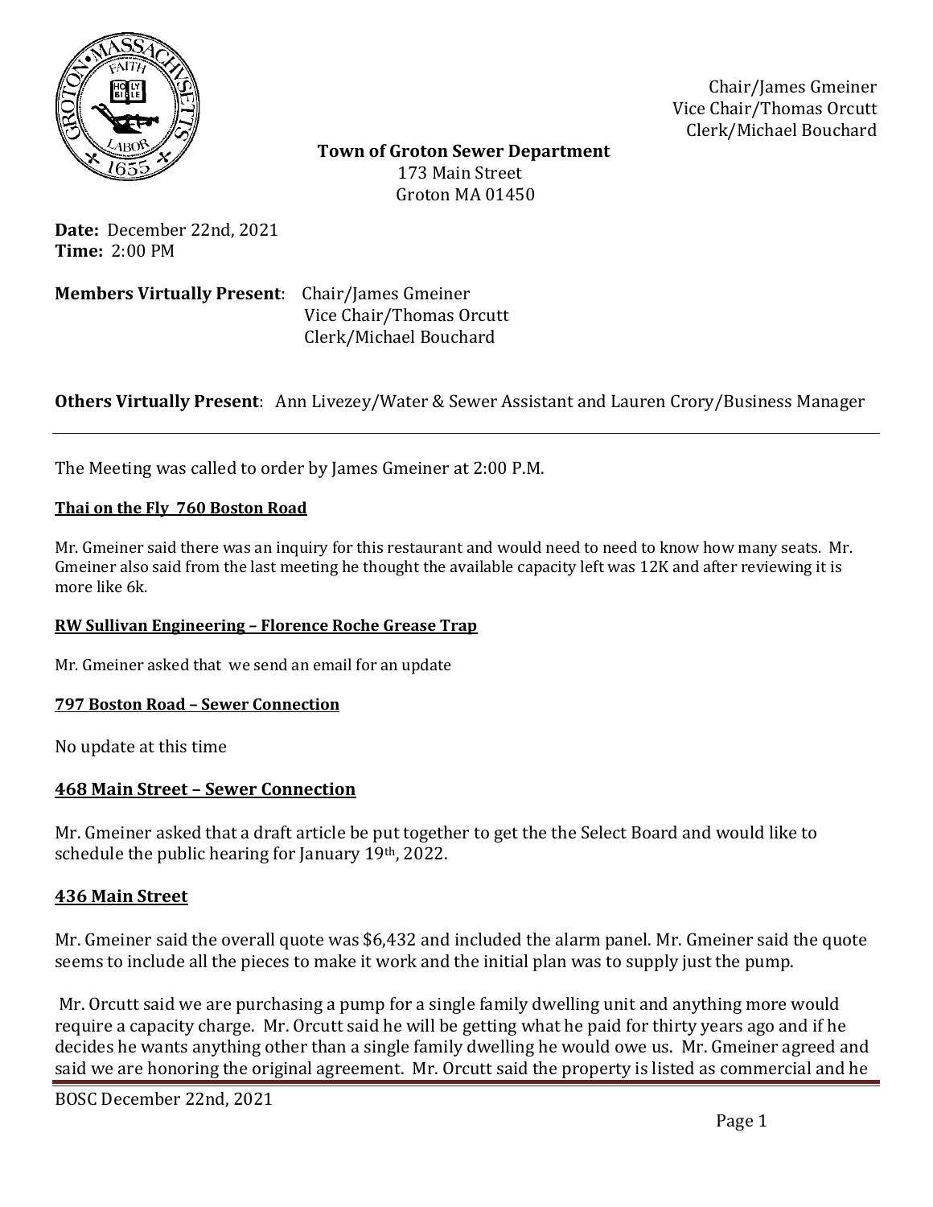Chair/James Gmeiner
Vice Chair/Thomas Orcutt
Clerk/Michael Bouchard

**Town of Groton Sewer Department**
173 Main Street
Groton MA 01450

**Date:** December 22nd, 2021
**Time:** 2:00 PM

**Members Virtually Present**: Chair/James Gmeiner
Vice Chair/Thomas Orcutt
Clerk/Michael Bouchard

**Others Virtually Present**: Ann Livezey/Water & Sewer Assistant and Lauren Crory/Business Manager

---

The Meeting was called to order by James Gmeiner at 2:00 P.M.

**Thai on the Fly 760 Boston Road**

Mr. Gmeiner said there was an inquiry for this restaurant and would need to need to know how many seats. Mr. Gmeiner also said from the last meeting he thought the available capacity left was 12K and after reviewing it is more like 6k.

**RW Sullivan Engineering – Florence Roche Grease Trap**

Mr. Gmeiner asked that we send an email for an update

**797 Boston Road – Sewer Connection**

No update at this time

**468 Main Street – Sewer Connection**

Mr. Gmeiner asked that a draft article be put together to get the the Select Board and would like to schedule the public hearing for January 19th, 2022.

**436 Main Street**

Mr. Gmeiner said the overall quote was $6,432 and included the alarm panel. Mr. Gmeiner said the quote seems to include all the pieces to make it work and the initial plan was to supply just the pump.

Mr. Orcutt said we are purchasing a pump for a single family dwelling unit and anything more would require a capacity charge. Mr. Orcutt said he will be getting what he paid for thirty years ago and if he decides he wants anything other than a single family dwelling he would owe us. Mr. Gmeiner agreed and said we are honoring the original agreement. Mr. Orcutt said the property is listed as commercial and he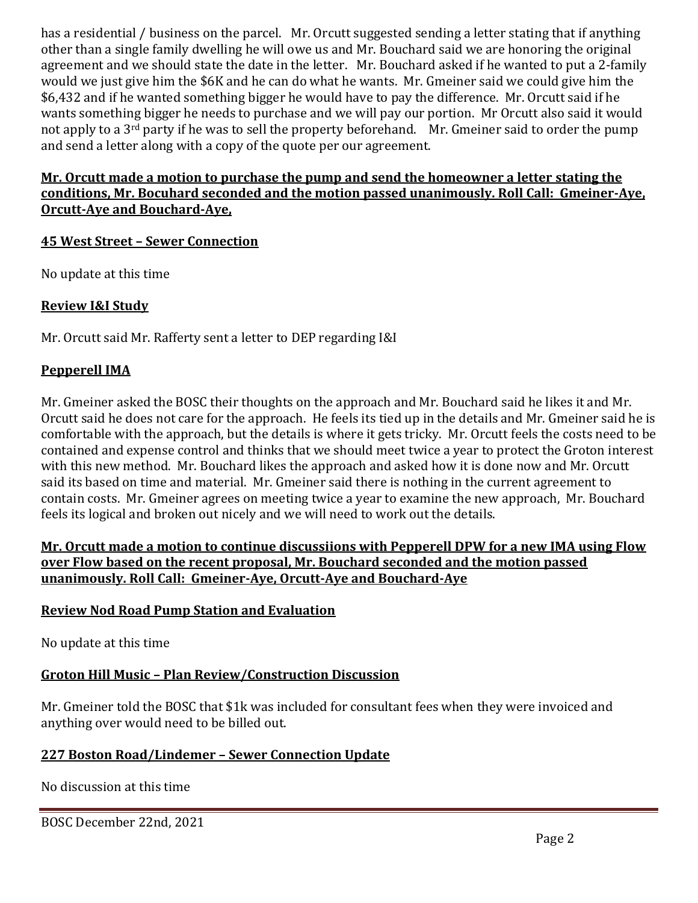has a residential / business on the parcel. Mr. Orcutt suggested sending a letter stating that if anything other than a single family dwelling he will owe us and Mr. Bouchard said we are honoring the original agreement and we should state the date in the letter. Mr. Bouchard asked if he wanted to put a 2-family would we just give him the $6K and he can do what he wants. Mr. Gmeiner said we could give him the $6,432 and if he wanted something bigger he would have to pay the difference. Mr. Orcutt said if he wants something bigger he needs to purchase and we will pay our portion. Mr Orcutt also said it would not apply to a 3rd party if he was to sell the property beforehand. Mr. Gmeiner said to order the pump and send a letter along with a copy of the quote per our agreement.

**Mr. Orcutt made a motion to purchase the pump and send the homeowner a letter stating the conditions, Mr. Bocuhard seconded and the motion passed unanimously. Roll Call: Gmeiner-Aye, Orcutt-Aye and Bouchard-Aye,**

**45 West Street – Sewer Connection**

No update at this time

**Review I&I Study**

Mr. Orcutt said Mr. Rafferty sent a letter to DEP regarding I&I

**Pepperell IMA**

Mr. Gmeiner asked the BOSC their thoughts on the approach and Mr. Bouchard said he likes it and Mr. Orcutt said he does not care for the approach. He feels its tied up in the details and Mr. Gmeiner said he is comfortable with the approach, but the details is where it gets tricky. Mr. Orcutt feels the costs need to be contained and expense control and thinks that we should meet twice a year to protect the Groton interest with this new method. Mr. Bouchard likes the approach and asked how it is done now and Mr. Orcutt said its based on time and material. Mr. Gmeiner said there is nothing in the current agreement to contain costs. Mr. Gmeiner agrees on meeting twice a year to examine the new approach, Mr. Bouchard feels its logical and broken out nicely and we will need to work out the details.

**Mr. Orcutt made a motion to continue discussiions with Pepperell DPW for a new IMA using Flow over Flow based on the recent proposal, Mr. Bouchard seconded and the motion passed unanimously. Roll Call: Gmeiner-Aye, Orcutt-Aye and Bouchard-Aye**

**Review Nod Road Pump Station and Evaluation**

No update at this time

**Groton Hill Music – Plan Review/Construction Discussion**

Mr. Gmeiner told the BOSC that $1k was included for consultant fees when they were invoiced and anything over would need to be billed out.

**227 Boston Road/Lindemer – Sewer Connection Update**

No discussion at this time

BOSC December 22nd, 2021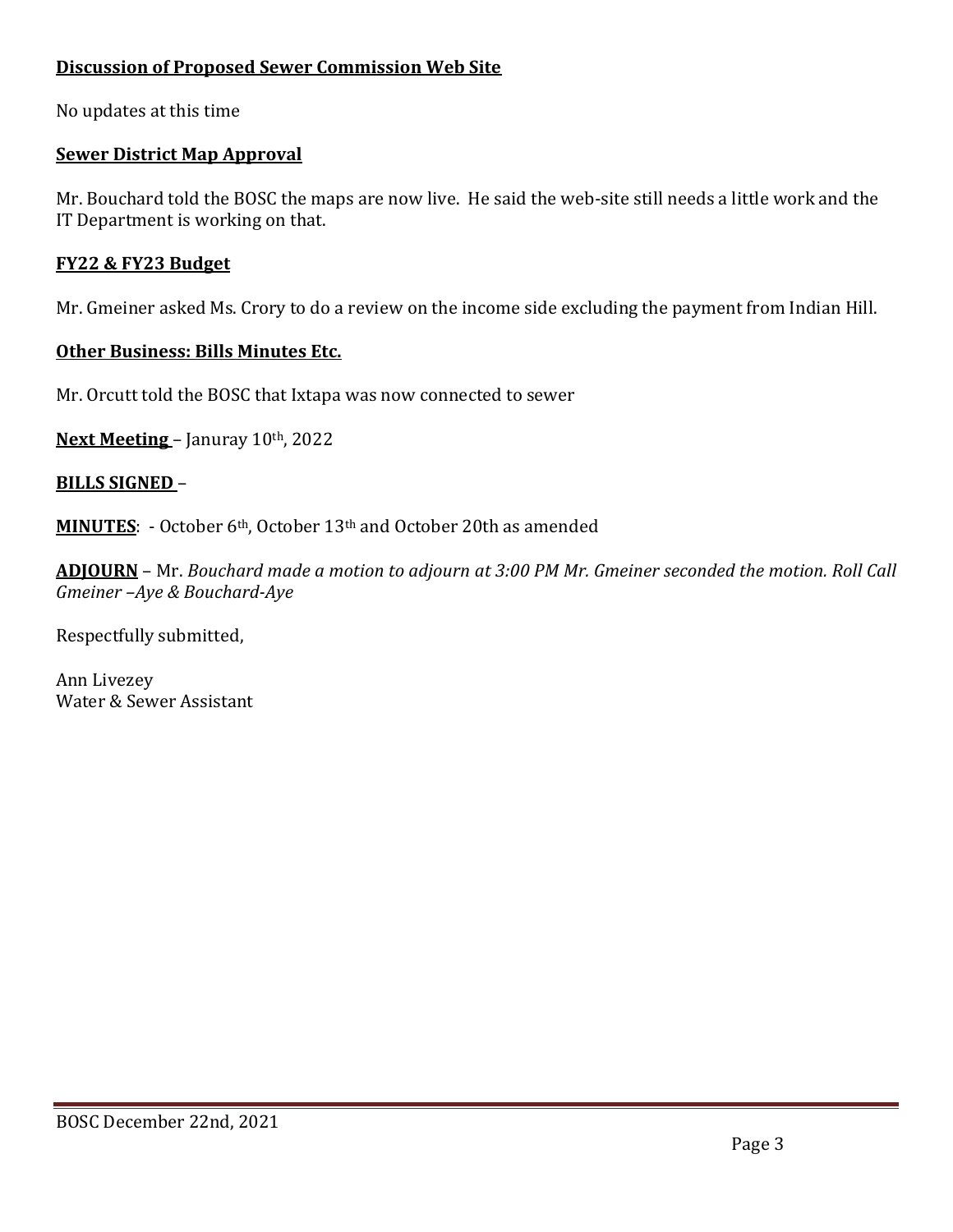**Discussion of Proposed Sewer Commission Web Site**

No updates at this time

**Sewer District Map Approval**

Mr. Bouchard told the BOSC the maps are now live. He said the web-site still needs a little work and the IT Department is working on that.

**FY22 & FY23 Budget**

Mr. Gmeiner asked Ms. Crory to do a review on the income side excluding the payment from Indian Hill.

**Other Business: Bills Minutes Etc.**

Mr. Orcutt told the BOSC that Ixtapa was now connected to sewer

**Next Meeting** – Januray 10th, 2022

**BILLS SIGNED** –

**MINUTES**: - October 6th, October 13th and October 20th as amended

**ADJOURN** – Mr. *Bouchard made a motion to adjourn at 3:00 PM Mr. Gmeiner seconded the motion. Roll Call Gmeiner –Aye & Bouchard-Aye*

Respectfully submitted,

Ann Livezey
Water & Sewer Assistant